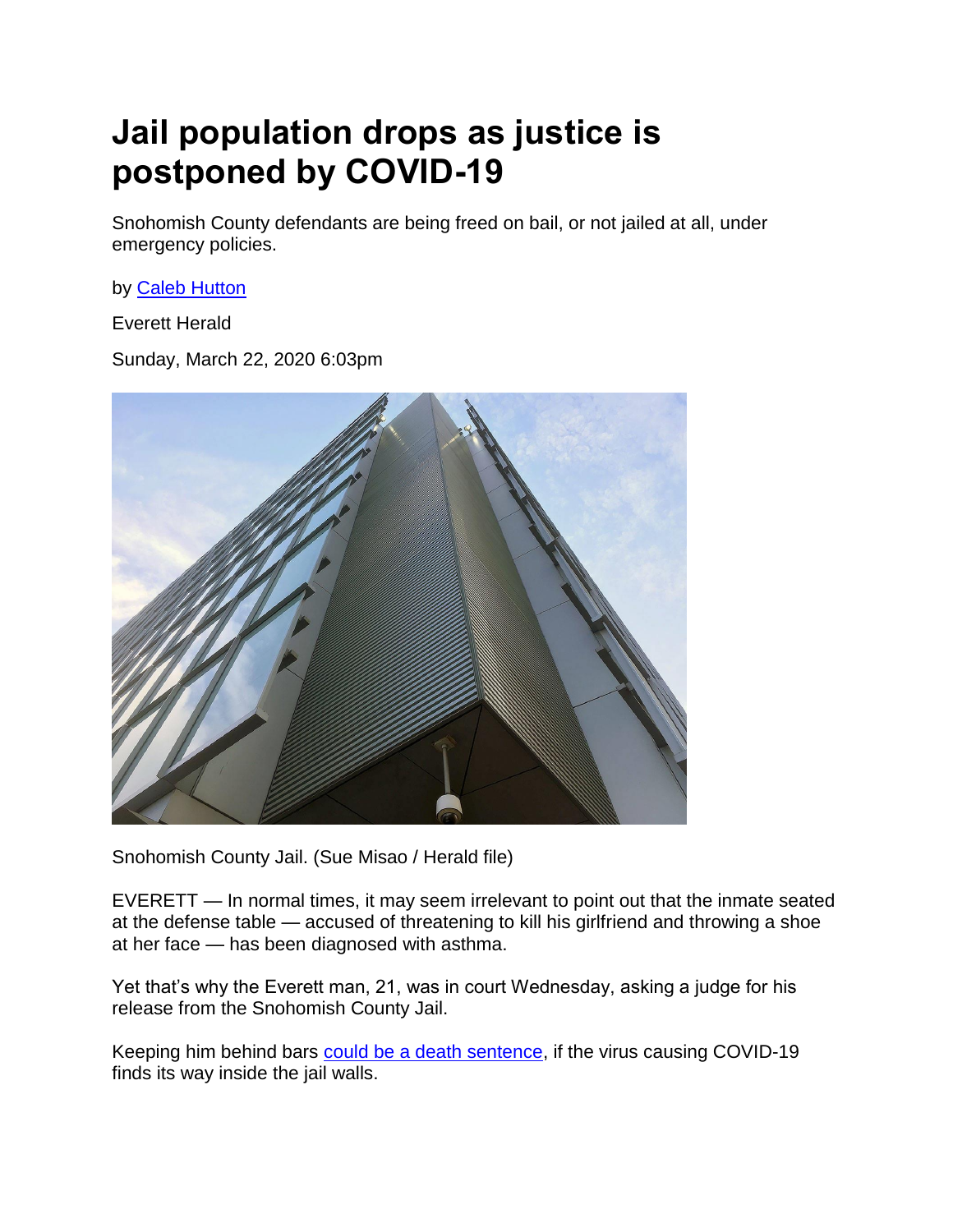# Jail population drops as justice is postponed by COVID-19

Snohomish County defendants are being freed on bail, or not jailed at all, under emergency policies.

by Caleb Hutton

Everett Herald

Sunday, March 22, 2020 6:03pm

Snohomish County Jail. (Sue Misao / Herald file)

EVERETT — In normal times, it may seem irrelevant to point out that the inmate seated at the defense table — accused of threatening to kill his girlfriend and throwing a shoe at her face — has been diagnosed with asthma.

Yet that's why the Everett man, 21, was in court Wednesday, asking a judge for his release from the Snohomish County Jail.

Keeping him behind bars could be a death sentence, if the virus causing COVID-19 finds its way inside the jail walls.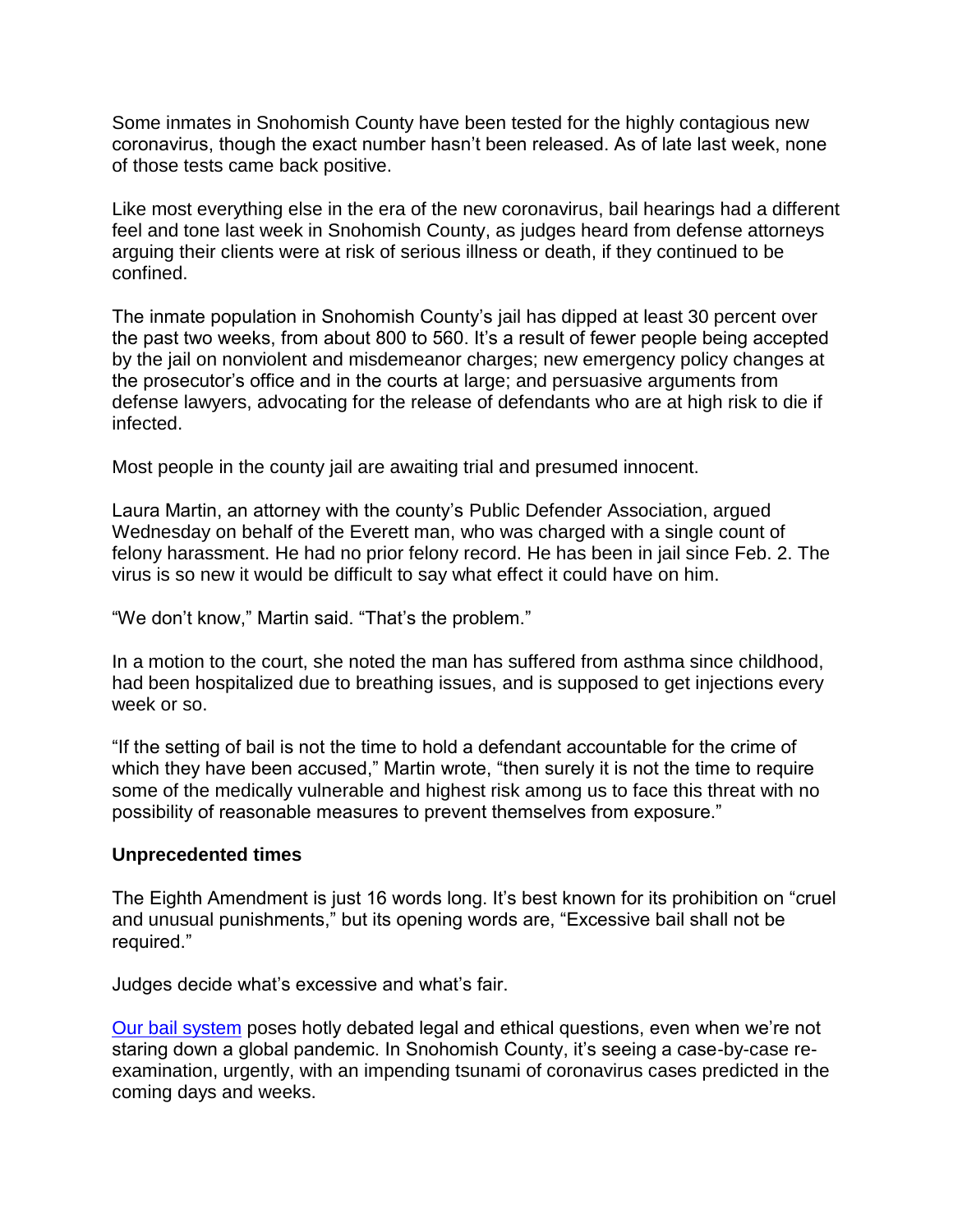Some inmates in Snohomish County have been tested for the highly contagious new coronavirus, though the exact number hasn't been released. As of late last week, none of those tests came back positive.

Like most everything else in the era of the new coronavirus, bail hearings had a different feel and tone last week in Snohomish County, as judges heard from defense attorneys arguing their clients were at risk of serious illness or death, if they continued to be confined.

The inmate population in Snohomish County's jail has dipped at least 30 percent over the past two weeks, from about 800 to 560. It's a result of fewer people being accepted by the jail on nonviolent and misdemeanor charges; new emergency policy changes at the prosecutor's office and in the courts at large; and persuasive arguments from defense lawyers, advocating for the release of defendants who are at high risk to die if infected.

Most people in the county jail are awaiting trial and presumed innocent.

Laura Martin, an attorney with the county's Public Defender Association, argued Wednesday on behalf of the Everett man, who was charged with a single count of felony harassment. He had no prior felony record. He has been in jail since Feb. 2. The virus is so new it would be difficult to say what effect it could have on him.

"We don't know," Martin said. "That's the problem."

In a motion to the court, she noted the man has suffered from asthma since childhood, had been hospitalized due to breathing issues, and is supposed to get injections every week or so.

"If the setting of bail is not the time to hold a defendant accountable for the crime of which they have been accused," Martin wrote, "then surely it is not the time to require some of the medically vulnerable and highest risk among us to face this threat with no possibility of reasonable measures to prevent themselves from exposure."

**Unprecedented times**

The Eighth Amendment is just 16 words long. It's best known for its prohibition on "cruel and unusual punishments," but its opening words are, "Excessive bail shall not be required."

Judges decide what's excessive and what's fair.

Our bail system poses hotly debated legal and ethical questions, even when we're not staring down a global pandemic. In Snohomish County, it's seeing a case-by-case re-examination, urgently, with an impending tsunami of coronavirus cases predicted in the coming days and weeks.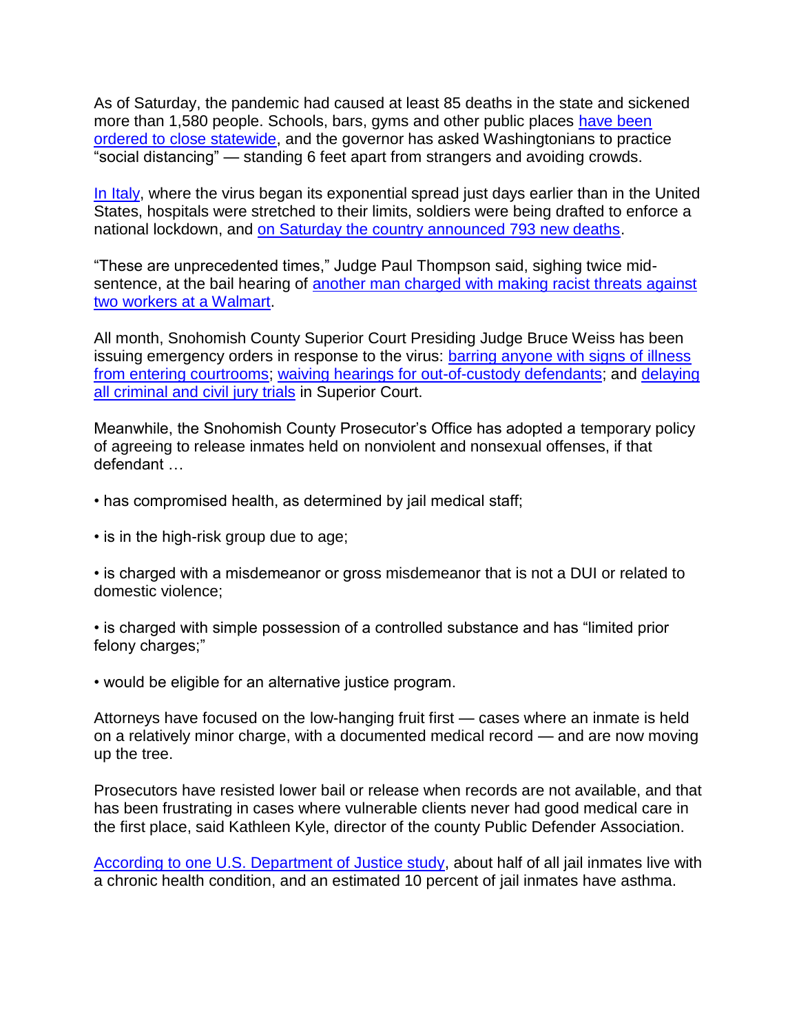As of Saturday, the pandemic had caused at least 85 deaths in the state and sickened more than 1,580 people. Schools, bars, gyms and other public places have been ordered to close statewide, and the governor has asked Washingtonians to practice "social distancing" — standing 6 feet apart from strangers and avoiding crowds.

In Italy, where the virus began its exponential spread just days earlier than in the United States, hospitals were stretched to their limits, soldiers were being drafted to enforce a national lockdown, and on Saturday the country announced 793 new deaths.

"These are unprecedented times," Judge Paul Thompson said, sighing twice mid-sentence, at the bail hearing of another man charged with making racist threats against two workers at a Walmart.

All month, Snohomish County Superior Court Presiding Judge Bruce Weiss has been issuing emergency orders in response to the virus: barring anyone with signs of illness from entering courtrooms; waiving hearings for out-of-custody defendants; and delaying all criminal and civil jury trials in Superior Court.

Meanwhile, the Snohomish County Prosecutor's Office has adopted a temporary policy of agreeing to release inmates held on nonviolent and nonsexual offenses, if that defendant …

- has compromised health, as determined by jail medical staff;
- is in the high-risk group due to age;
- is charged with a misdemeanor or gross misdemeanor that is not a DUI or related to domestic violence;
- is charged with simple possession of a controlled substance and has "limited prior felony charges;"
- would be eligible for an alternative justice program.

Attorneys have focused on the low-hanging fruit first — cases where an inmate is held on a relatively minor charge, with a documented medical record — and are now moving up the tree.

Prosecutors have resisted lower bail or release when records are not available, and that has been frustrating in cases where vulnerable clients never had good medical care in the first place, said Kathleen Kyle, director of the county Public Defender Association.

According to one U.S. Department of Justice study, about half of all jail inmates live with a chronic health condition, and an estimated 10 percent of jail inmates have asthma.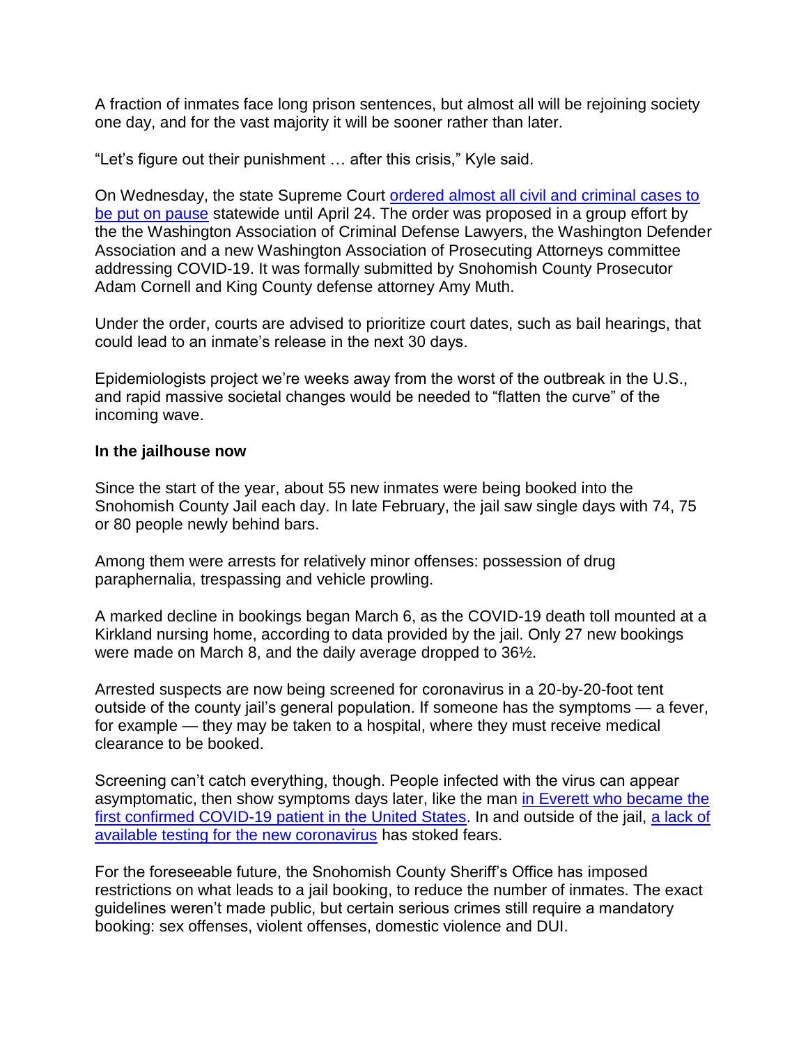A fraction of inmates face long prison sentences, but almost all will be rejoining society one day, and for the vast majority it will be sooner rather than later.

"Let's figure out their punishment … after this crisis," Kyle said.

On Wednesday, the state Supreme Court ordered almost all civil and criminal cases to be put on pause statewide until April 24. The order was proposed in a group effort by the the Washington Association of Criminal Defense Lawyers, the Washington Defender Association and a new Washington Association of Prosecuting Attorneys committee addressing COVID-19. It was formally submitted by Snohomish County Prosecutor Adam Cornell and King County defense attorney Amy Muth.

Under the order, courts are advised to prioritize court dates, such as bail hearings, that could lead to an inmate's release in the next 30 days.

Epidemiologists project we're weeks away from the worst of the outbreak in the U.S., and rapid massive societal changes would be needed to "flatten the curve" of the incoming wave.

**In the jailhouse now**

Since the start of the year, about 55 new inmates were being booked into the Snohomish County Jail each day. In late February, the jail saw single days with 74, 75 or 80 people newly behind bars.

Among them were arrests for relatively minor offenses: possession of drug paraphernalia, trespassing and vehicle prowling.

A marked decline in bookings began March 6, as the COVID-19 death toll mounted at a Kirkland nursing home, according to data provided by the jail. Only 27 new bookings were made on March 8, and the daily average dropped to 36½.

Arrested suspects are now being screened for coronavirus in a 20-by-20-foot tent outside of the county jail's general population. If someone has the symptoms — a fever, for example — they may be taken to a hospital, where they must receive medical clearance to be booked.

Screening can't catch everything, though. People infected with the virus can appear asymptomatic, then show symptoms days later, like the man in Everett who became the first confirmed COVID-19 patient in the United States. In and outside of the jail, a lack of available testing for the new coronavirus has stoked fears.

For the foreseeable future, the Snohomish County Sheriff's Office has imposed restrictions on what leads to a jail booking, to reduce the number of inmates. The exact guidelines weren't made public, but certain serious crimes still require a mandatory booking: sex offenses, violent offenses, domestic violence and DUI.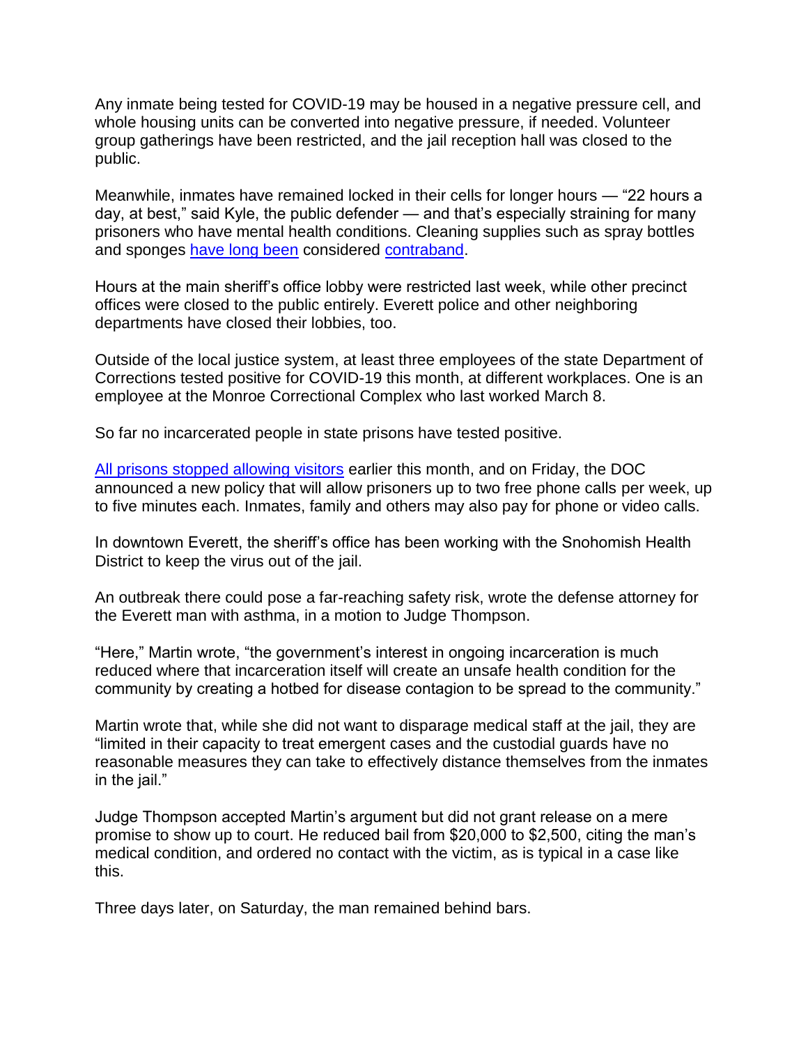Any inmate being tested for COVID-19 may be housed in a negative pressure cell, and whole housing units can be converted into negative pressure, if needed. Volunteer group gatherings have been restricted, and the jail reception hall was closed to the public.

Meanwhile, inmates have remained locked in their cells for longer hours — "22 hours a day, at best," said Kyle, the public defender — and that's especially straining for many prisoners who have mental health conditions. Cleaning supplies such as spray bottles and sponges have long been considered contraband.

Hours at the main sheriff's office lobby were restricted last week, while other precinct offices were closed to the public entirely. Everett police and other neighboring departments have closed their lobbies, too.

Outside of the local justice system, at least three employees of the state Department of Corrections tested positive for COVID-19 this month, at different workplaces. One is an employee at the Monroe Correctional Complex who last worked March 8.

So far no incarcerated people in state prisons have tested positive.

All prisons stopped allowing visitors earlier this month, and on Friday, the DOC announced a new policy that will allow prisoners up to two free phone calls per week, up to five minutes each. Inmates, family and others may also pay for phone or video calls.

In downtown Everett, the sheriff's office has been working with the Snohomish Health District to keep the virus out of the jail.

An outbreak there could pose a far-reaching safety risk, wrote the defense attorney for the Everett man with asthma, in a motion to Judge Thompson.

"Here," Martin wrote, "the government's interest in ongoing incarceration is much reduced where that incarceration itself will create an unsafe health condition for the community by creating a hotbed for disease contagion to be spread to the community."

Martin wrote that, while she did not want to disparage medical staff at the jail, they are "limited in their capacity to treat emergent cases and the custodial guards have no reasonable measures they can take to effectively distance themselves from the inmates in the jail."

Judge Thompson accepted Martin's argument but did not grant release on a mere promise to show up to court. He reduced bail from $20,000 to $2,500, citing the man's medical condition, and ordered no contact with the victim, as is typical in a case like this.

Three days later, on Saturday, the man remained behind bars.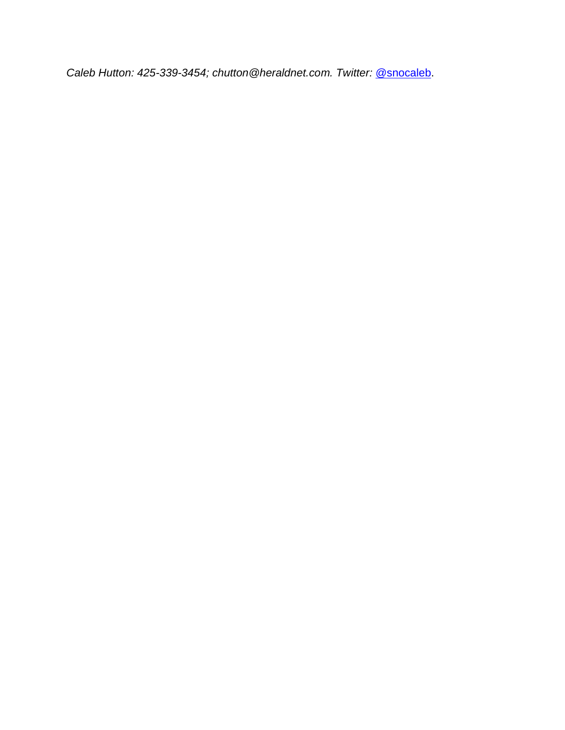*Caleb Hutton: 425-339-3454; chutton@heraldnet.com. Twitter:* [@snocaleb](https://twitter.com/snocaleb).